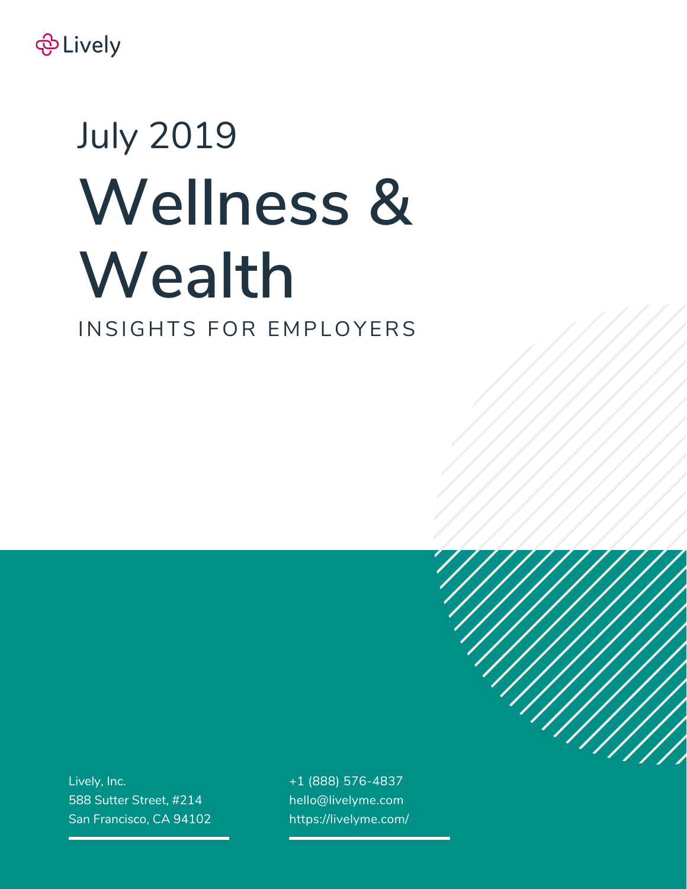Lively

July 2019

# Wellness & Wealth

INSIGHTS FOR EMPLOYERS

Lively, Inc.
588 Sutter Street, #214
San Francisco, CA 94102

+1 (888) 576-4837
hello@livelyme.com
https://livelyme.com/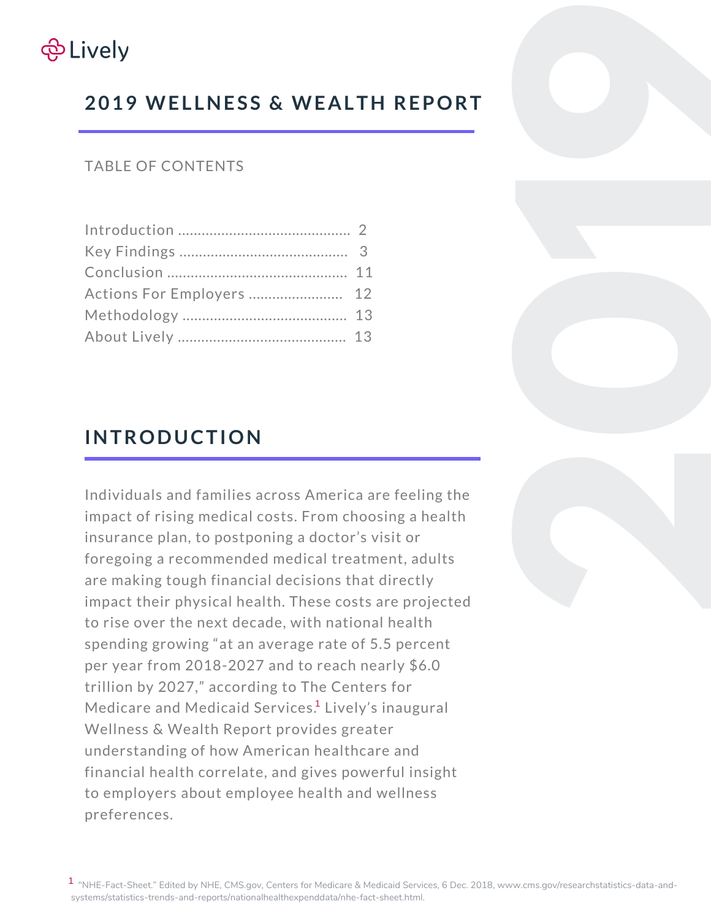Lively

# 2019 WELLNESS & WEALTH REPORT

TABLE OF CONTENTS

- Introduction .......................................... 2
- Key Findings .......................................... 3
- Conclusion .......................................... 11
- Actions For Employers ...................... 12
- Methodology .......................................... 13
- About Lively .......................................... 13

## INTRODUCTION

Individuals and families across America are feeling the impact of rising medical costs. From choosing a health insurance plan, to postponing a doctor's visit or foregoing a recommended medical treatment, adults are making tough financial decisions that directly impact their physical health. These costs are projected to rise over the next decade, with national health spending growing "at an average rate of 5.5 percent per year from 2018-2027 and to reach nearly $6.0 trillion by 2027," according to The Centers for Medicare and Medicaid Services.[1] Lively's inaugural Wellness & Wealth Report provides greater understanding of how American healthcare and financial health correlate, and gives powerful insight to employers about employee health and wellness preferences.

[1] "NHE-Fact-Sheet." Edited by NHE, CMS.gov, Centers for Medicare & Medicaid Services, 6 Dec. 2018, www.cms.gov/researchstatistics-data-and-systems/statistics-trends-and-reports/nationalhealthexpenddata/nhe-fact-sheet.html.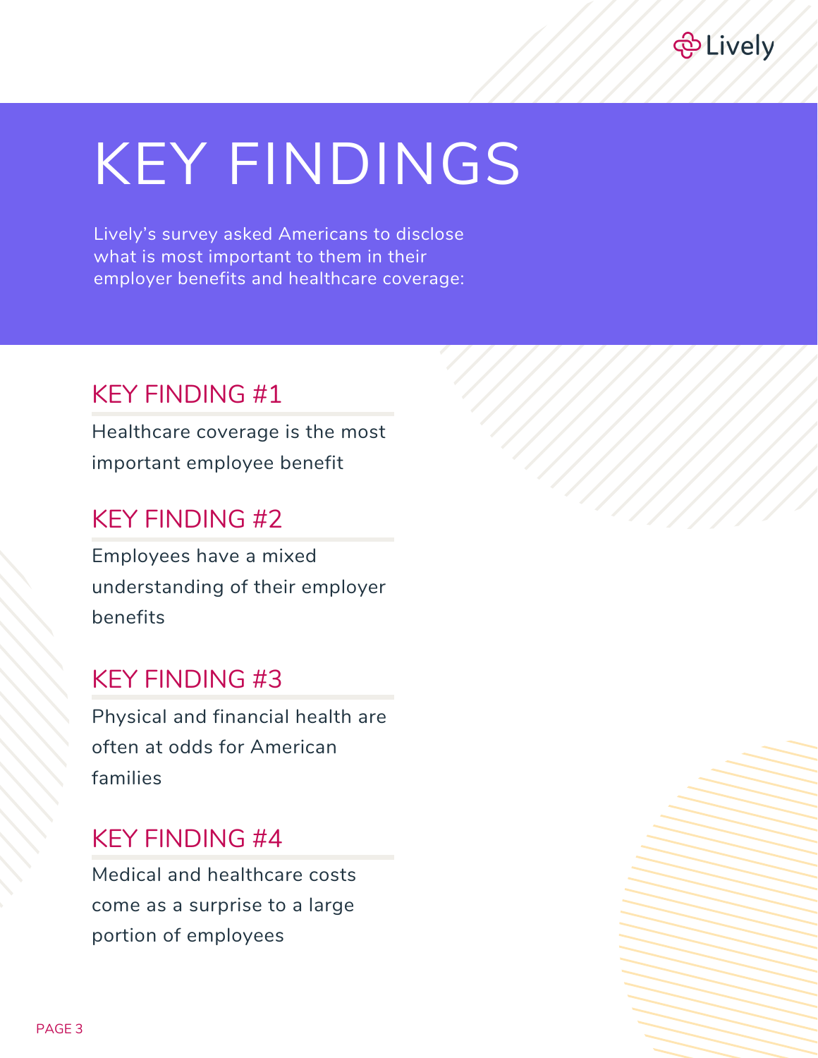# KEY FINDINGS

Lively's survey asked Americans to disclose what is most important to them in their employer benefits and healthcare coverage:

## KEY FINDING #1

Healthcare coverage is the most important employee benefit

## KEY FINDING #2

Employees have a mixed understanding of their employer benefits

## KEY FINDING #3

Physical and financial health are often at odds for American families

## KEY FINDING #4

Medical and healthcare costs come as a surprise to a large portion of employees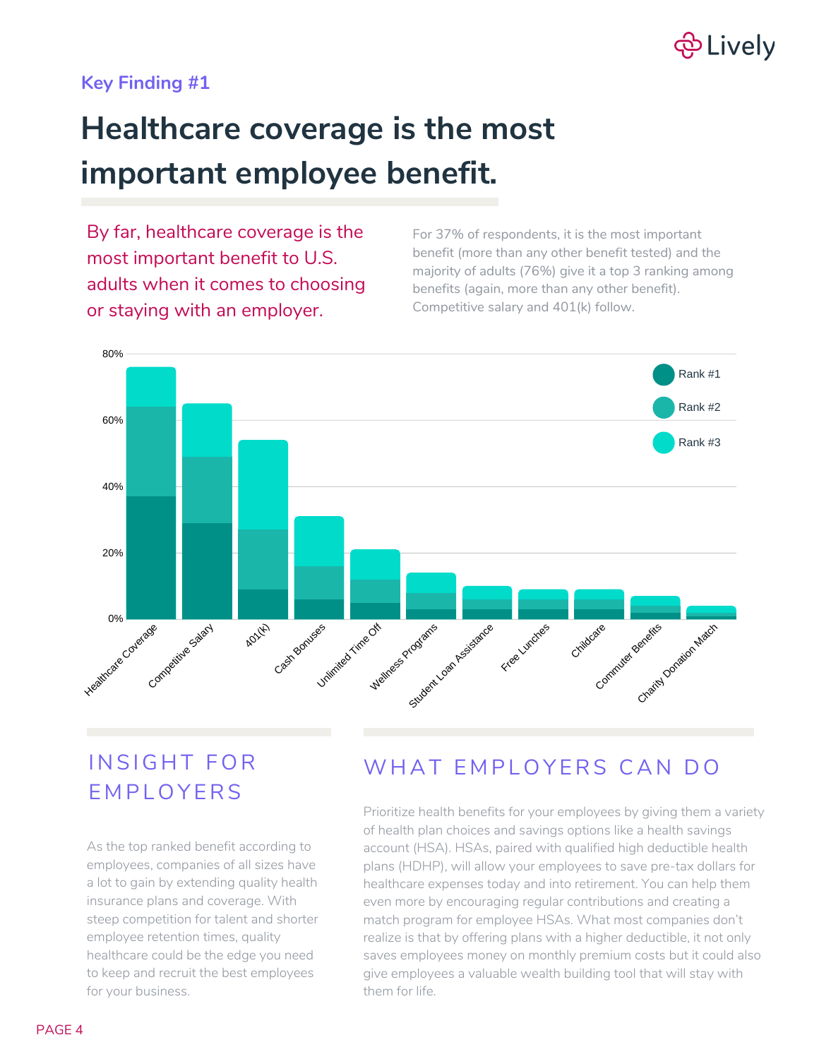Key Finding #1

# Healthcare coverage is the most important employee benefit.

By far, healthcare coverage is the most important benefit to U.S. adults when it comes to choosing or staying with an employer.

For 37% of respondents, it is the most important benefit (more than any other benefit tested) and the majority of adults (76%) give it a top 3 ranking among benefits (again, more than any other benefit). Competitive salary and 401(k) follow.

## INSIGHT FOR EMPLOYERS

As the top ranked benefit according to employees, companies of all sizes have a lot to gain by extending quality health insurance plans and coverage. With steep competition for talent and shorter employee retention times, quality healthcare could be the edge you need to keep and recruit the best employees for your business.

## WHAT EMPLOYERS CAN DO

Prioritize health benefits for your employees by giving them a variety of health plan choices and savings options like a health savings account (HSA). HSAs, paired with qualified high deductible health plans (HDHP), will allow your employees to save pre-tax dollars for healthcare expenses today and into retirement. You can help them even more by encouraging regular contributions and creating a match program for employee HSAs. What most companies don't realize is that by offering plans with a higher deductible, it not only saves employees money on monthly premium costs but it could also give employees a valuable wealth building tool that will stay with them for life.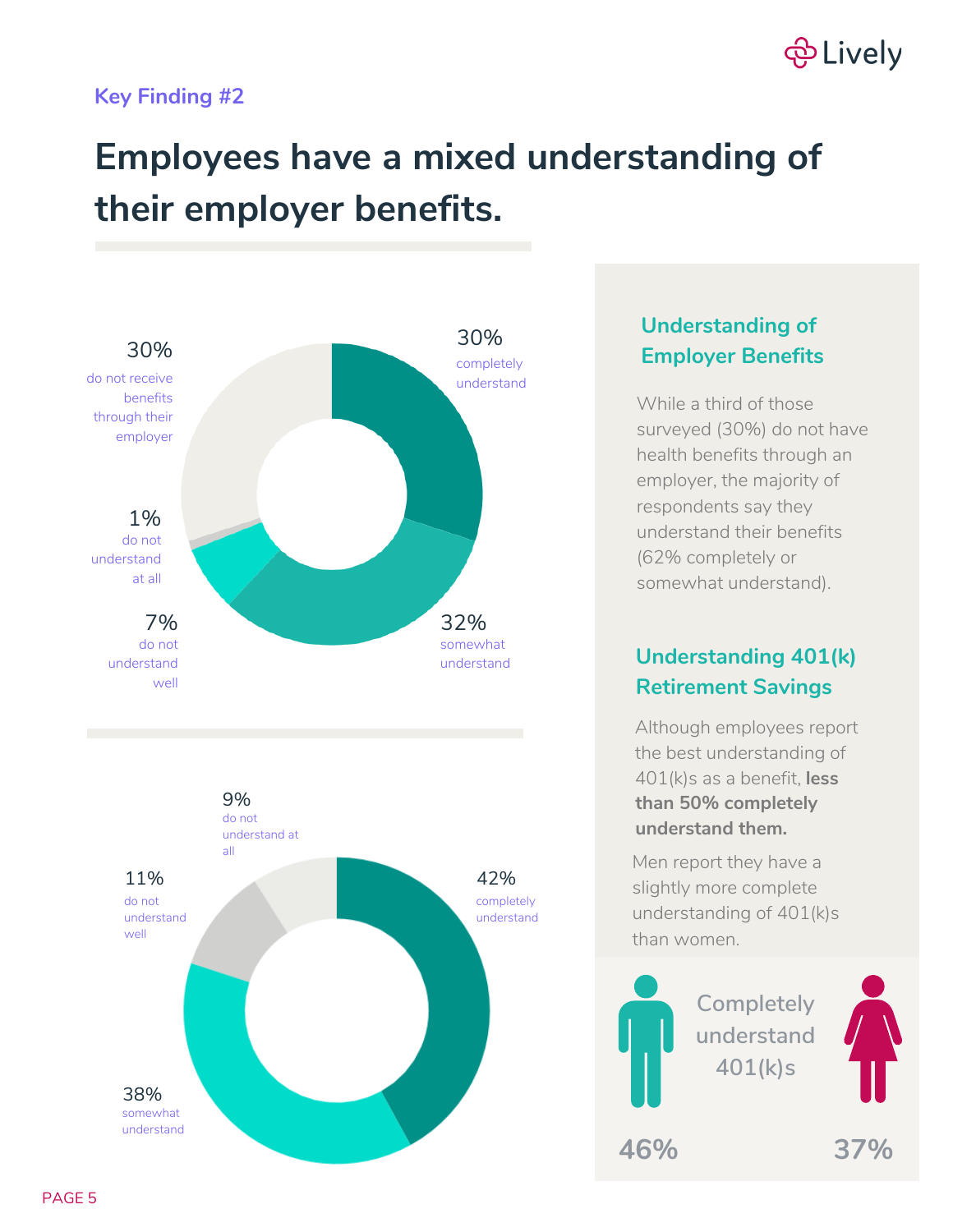Key Finding #2

# Employees have a mixed understanding of their employer benefits.

30% completely understand

32% somewhat understand

7% do not understand well

1% do not understand at all

30% do not receive benefits through their employer

42% completely understand

38% somewhat understand

11% do not understand well

9% do not understand at all

## Understanding of Employer Benefits

While a third of those surveyed (30%) do not have health benefits through an employer, the majority of respondents say they understand their benefits (62% completely or somewhat understand).

## Understanding 401(k) Retirement Savings

Although employees report the best understanding of 401(k)s as a benefit, **less than 50% completely understand them.**

Men report they have a slightly more complete understanding of 401(k)s than women.

Completely understand 401(k)s

46% (men)

37% (women)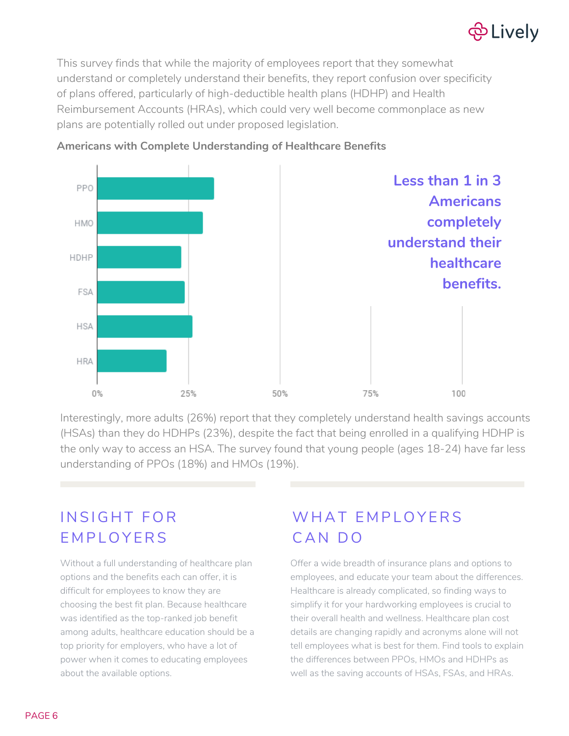This survey finds that while the majority of employees report that they somewhat understand or completely understand their benefits, they report confusion over specificity of plans offered, particularly of high-deductible health plans (HDHP) and Health Reimbursement Accounts (HRAs), which could very well become commonplace as new plans are potentially rolled out under proposed legislation.

**Americans with Complete Understanding of Healthcare Benefits**

PPO
HMO
HDHP
FSA
HSA
HRA

0% 25% 50% 75% 100

**Less than 1 in 3 Americans completely understand their healthcare benefits.**

Interestingly, more adults (26%) report that they completely understand health savings accounts (HSAs) than they do HDHPs (23%), despite the fact that being enrolled in a qualifying HDHP is the only way to access an HSA. The survey found that young people (ages 18-24) have far less understanding of PPOs (18%) and HMOs (19%).

## INSIGHT FOR EMPLOYERS

Without a full understanding of healthcare plan options and the benefits each can offer, it is difficult for employees to know they are choosing the best fit plan. Because healthcare was identified as the top-ranked job benefit among adults, healthcare education should be a top priority for employers, who have a lot of power when it comes to educating employees about the available options.

## WHAT EMPLOYERS CAN DO

Offer a wide breadth of insurance plans and options to employees, and educate your team about the differences. Healthcare is already complicated, so finding ways to simplify it for your hardworking employees is crucial to their overall health and wellness. Healthcare plan cost details are changing rapidly and acronyms alone will not tell employees what is best for them. Find tools to explain the differences between PPOs, HMOs and HDHPs as well as the saving accounts of HSAs, FSAs, and HRAs.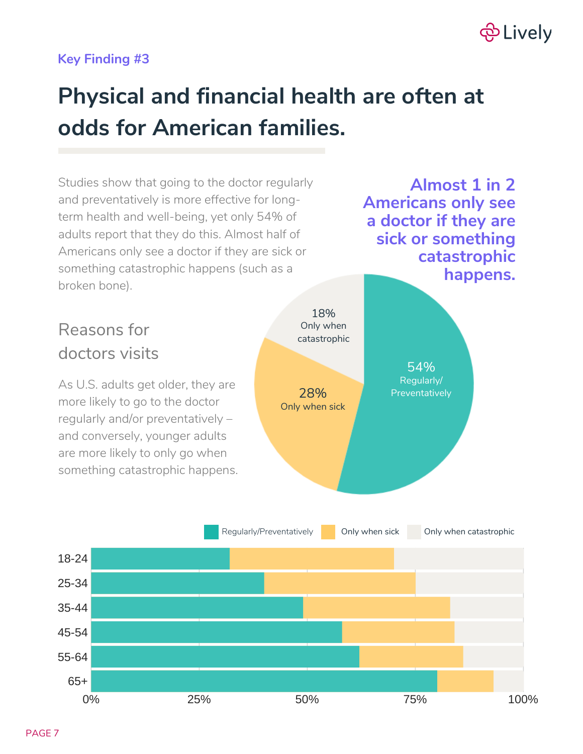Key Finding #3

# Physical and financial health are often at odds for American families.

Studies show that going to the doctor regularly and preventatively is more effective for long-term health and well-being, yet only 54% of adults report that they do this. Almost half of Americans only see a doctor if they are sick or something catastrophic happens (such as a broken bone).

**Almost 1 in 2 Americans only see a doctor if they are sick or something catastrophic happens.**

| Reason | Percentage |
|---|---|
| Regularly/Preventatively | 54% |
| Only when sick | 28% |
| Only when catastrophic | 18% |

## Reasons for doctors visits

As U.S. adults get older, they are more likely to go to the doctor regularly and/or preventatively – and conversely, younger adults are more likely to only go when something catastrophic happens.

Regularly/Preventatively | Only when sick | Only when catastrophic

18-24
25-34
35-44
45-54
55-64
65+

0% 25% 50% 75% 100%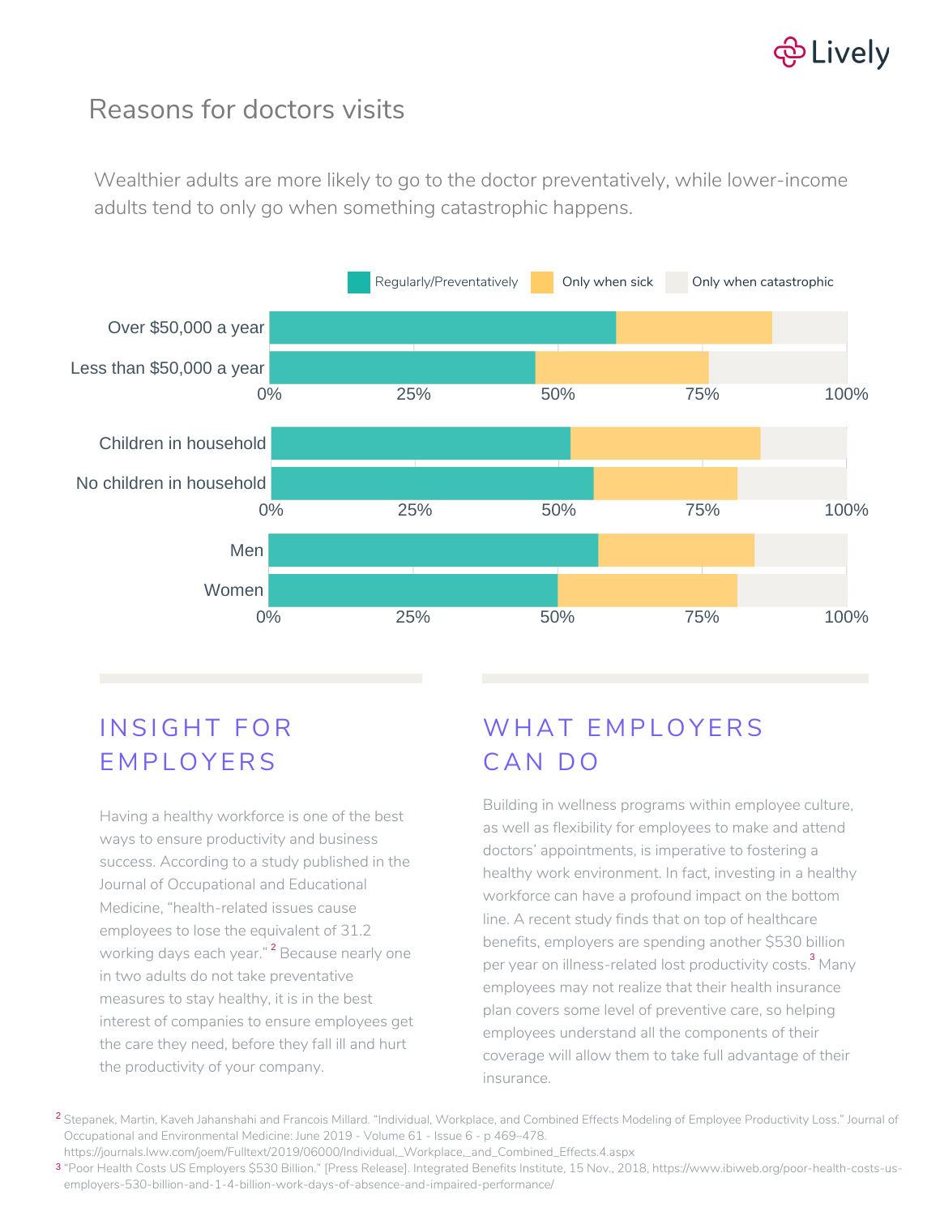# Reasons for doctors visits

Wealthier adults are more likely to go to the doctor preventatively, while lower-income adults tend to only go when something catastrophic happens.

Regularly/Preventatively | Only when sick | Only when catastrophic

Over $50,000 a year

Less than $50,000 a year

0% 25% 50% 75% 100%

Children in household

No children in household

0% 25% 50% 75% 100%

Men

Women

0% 25% 50% 75% 100%

## INSIGHT FOR EMPLOYERS

Having a healthy workforce is one of the best ways to ensure productivity and business success. According to a study published in the Journal of Occupational and Educational Medicine, "health-related issues cause employees to lose the equivalent of 31.2 working days each year." [2] Because nearly one in two adults do not take preventative measures to stay healthy, it is in the best interest of companies to ensure employees get the care they need, before they fall ill and hurt the productivity of your company.

## WHAT EMPLOYERS CAN DO

Building in wellness programs within employee culture, as well as flexibility for employees to make and attend doctors' appointments, is imperative to fostering a healthy work environment. In fact, investing in a healthy workforce can have a profound impact on the bottom line. A recent study finds that on top of healthcare benefits, employers are spending another $530 billion per year on illness-related lost productivity costs.[3] Many employees may not realize that their health insurance plan covers some level of preventive care, so helping employees understand all the components of their coverage will allow them to take full advantage of their insurance.

[2] Stepanek, Martin, Kaveh Jahanshahi and Francois Millard. "Individual, Workplace, and Combined Effects Modeling of Employee Productivity Loss." Journal of Occupational and Environmental Medicine: June 2019 - Volume 61 - Issue 6 - p 469–478. https://journals.lww.com/joem/Fulltext/2019/06000/Individual,_Workplace,_and_Combined_Effects.4.aspx

[3] "Poor Health Costs US Employers $530 Billion." [Press Release]. Integrated Benefits Institute, 15 Nov., 2018, https://www.ibiweb.org/poor-health-costs-us-employers-530-billion-and-1-4-billion-work-days-of-absence-and-impaired-performance/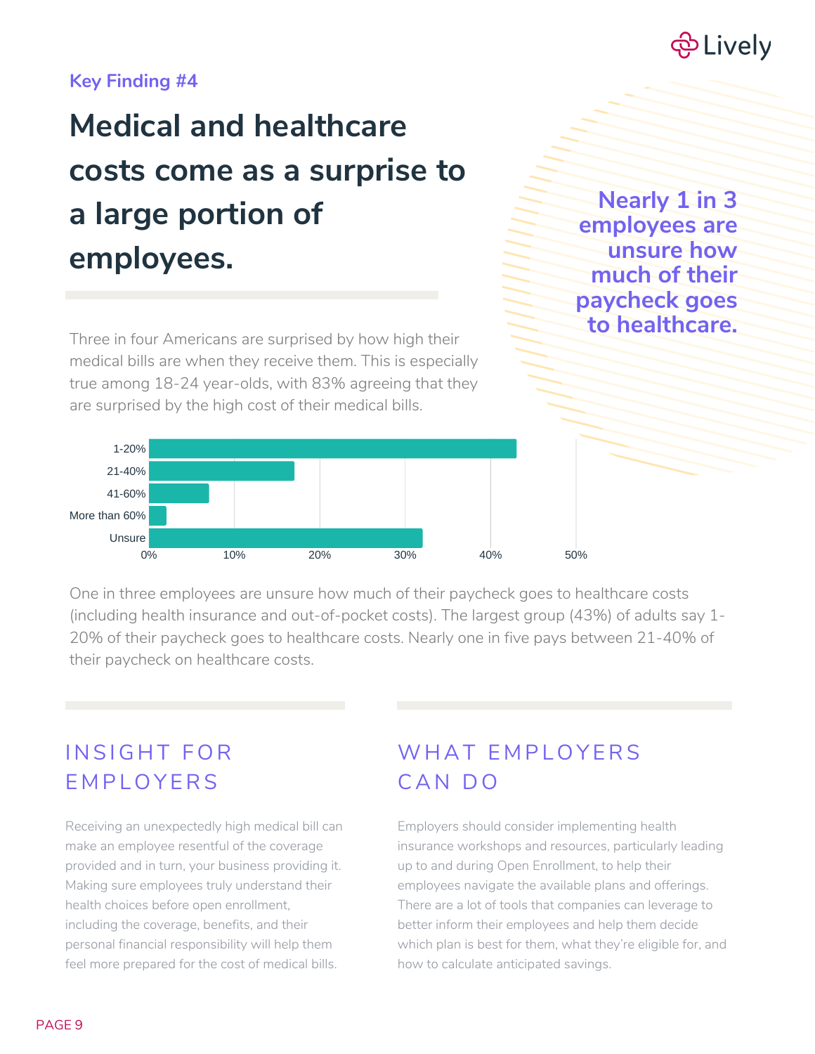Key Finding #4

# Medical and healthcare costs come as a surprise to a large portion of employees.

**Nearly 1 in 3 employees are unsure how much of their paycheck goes to healthcare.**

Three in four Americans are surprised by how high their medical bills are when they receive them. This is especially true among 18-24 year-olds, with 83% agreeing that they are surprised by the high cost of their medical bills.

| Category | Percentage |
|---|---|
| 1-20% | 43% |
| 21-40% | ~17% |
| 41-60% | ~7% |
| More than 60% | ~2% |
| Unsure | ~32% |

One in three employees are unsure how much of their paycheck goes to healthcare costs (including health insurance and out-of-pocket costs). The largest group (43%) of adults say 1-20% of their paycheck goes to healthcare costs. Nearly one in five pays between 21-40% of their paycheck on healthcare costs.

## INSIGHT FOR EMPLOYERS

Receiving an unexpectedly high medical bill can make an employee resentful of the coverage provided and in turn, your business providing it. Making sure employees truly understand their health choices before open enrollment, including the coverage, benefits, and their personal financial responsibility will help them feel more prepared for the cost of medical bills.

## WHAT EMPLOYERS CAN DO

Employers should consider implementing health insurance workshops and resources, particularly leading up to and during Open Enrollment, to help their employees navigate the available plans and offerings. There are a lot of tools that companies can leverage to better inform their employees and help them decide which plan is best for them, what they're eligible for, and how to calculate anticipated savings.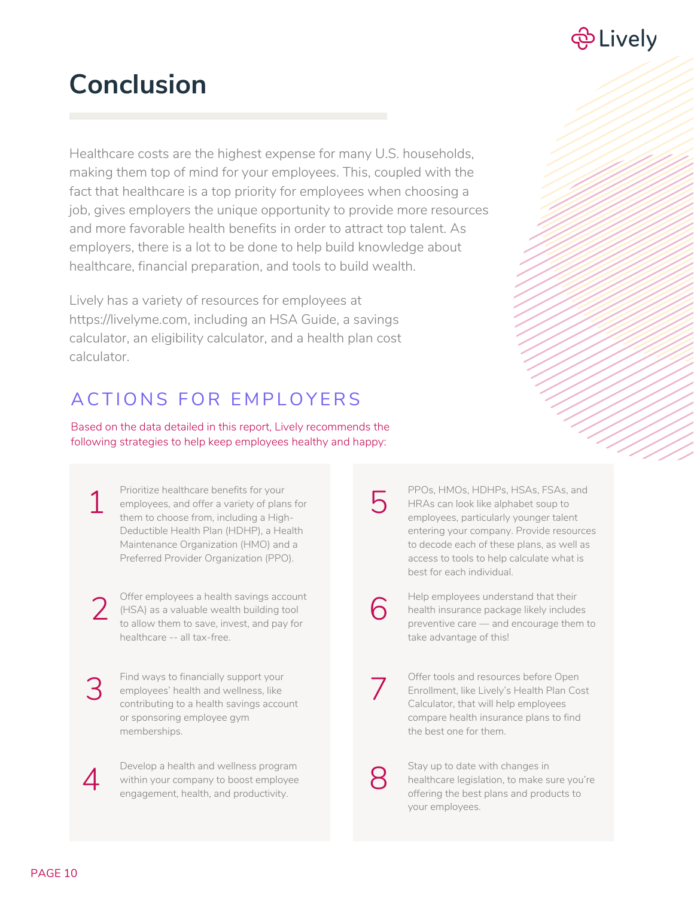# Conclusion

Healthcare costs are the highest expense for many U.S. households, making them top of mind for your employees. This, coupled with the fact that healthcare is a top priority for employees when choosing a job, gives employers the unique opportunity to provide more resources and more favorable health benefits in order to attract top talent. As employers, there is a lot to be done to help build knowledge about healthcare, financial preparation, and tools to build wealth.

Lively has a variety of resources for employees at https://livelyme.com, including an HSA Guide, a savings calculator, an eligibility calculator, and a health plan cost calculator.

## ACTIONS FOR EMPLOYERS

Based on the data detailed in this report, Lively recommends the following strategies to help keep employees healthy and happy:

1. Prioritize healthcare benefits for your employees, and offer a variety of plans for them to choose from, including a High-Deductible Health Plan (HDHP), a Health Maintenance Organization (HMO) and a Preferred Provider Organization (PPO).

2. Offer employees a health savings account (HSA) as a valuable wealth building tool to allow them to save, invest, and pay for healthcare -- all tax-free.

3. Find ways to financially support your employees' health and wellness, like contributing to a health savings account or sponsoring employee gym memberships.

4. Develop a health and wellness program within your company to boost employee engagement, health, and productivity.

5. PPOs, HMOs, HDHPs, HSAs, FSAs, and HRAs can look like alphabet soup to employees, particularly younger talent entering your company. Provide resources to decode each of these plans, as well as access to tools to help calculate what is best for each individual.

6. Help employees understand that their health insurance package likely includes preventive care — and encourage them to take advantage of this!

7. Offer tools and resources before Open Enrollment, like Lively's Health Plan Cost Calculator, that will help employees compare health insurance plans to find the best one for them.

8. Stay up to date with changes in healthcare legislation, to make sure you're offering the best plans and products to your employees.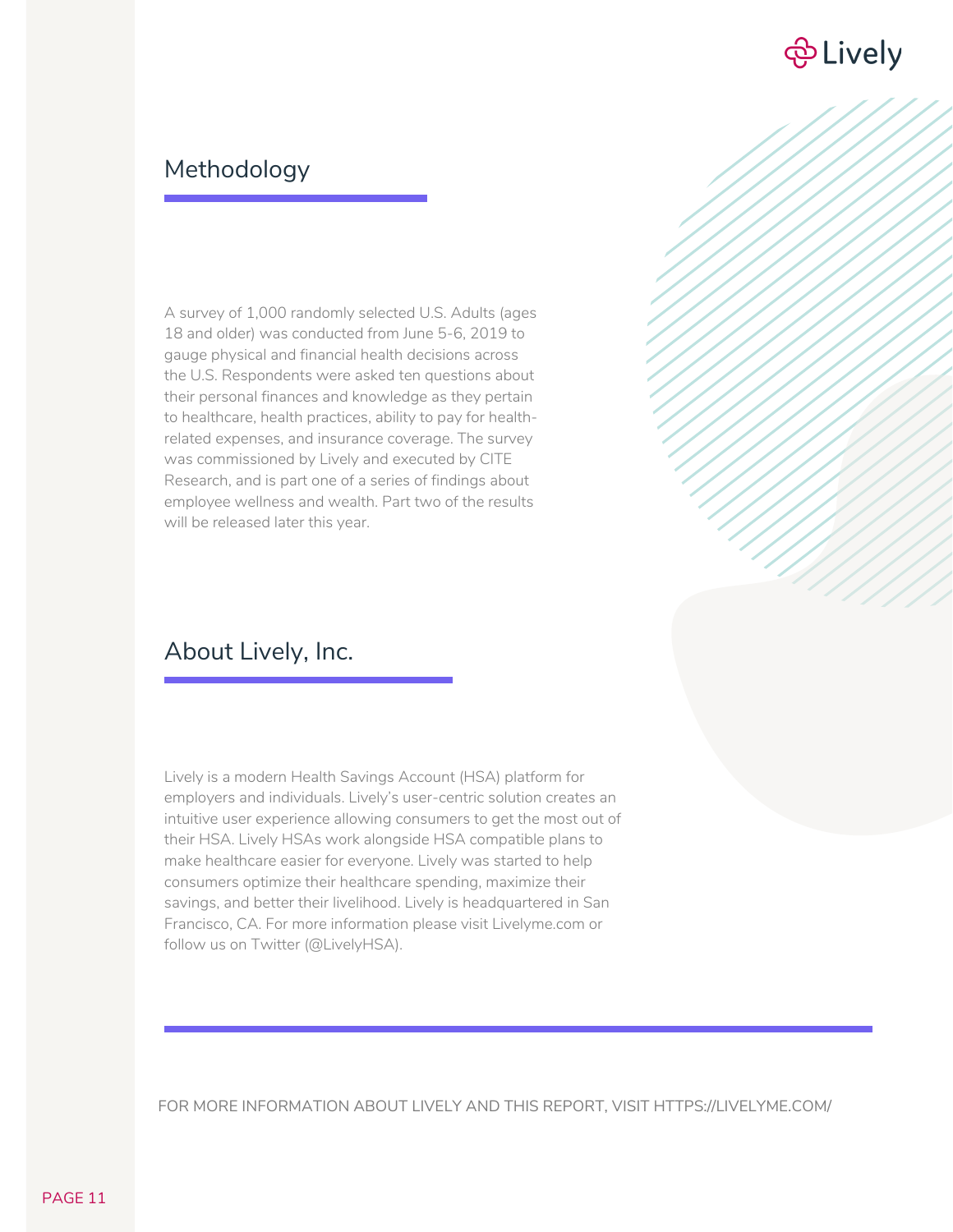## Methodology

A survey of 1,000 randomly selected U.S. Adults (ages 18 and older) was conducted from June 5-6, 2019 to gauge physical and financial health decisions across the U.S. Respondents were asked ten questions about their personal finances and knowledge as they pertain to healthcare, health practices, ability to pay for health-related expenses, and insurance coverage. The survey was commissioned by Lively and executed by CITE Research, and is part one of a series of findings about employee wellness and wealth. Part two of the results will be released later this year.

## About Lively, Inc.

Lively is a modern Health Savings Account (HSA) platform for employers and individuals. Lively's user-centric solution creates an intuitive user experience allowing consumers to get the most out of their HSA. Lively HSAs work alongside HSA compatible plans to make healthcare easier for everyone. Lively was started to help consumers optimize their healthcare spending, maximize their savings, and better their livelihood. Lively is headquartered in San Francisco, CA. For more information please visit Livelyme.com or follow us on Twitter (@LivelyHSA).

FOR MORE INFORMATION ABOUT LIVELY AND THIS REPORT, VISIT HTTPS://LIVELYME.COM/